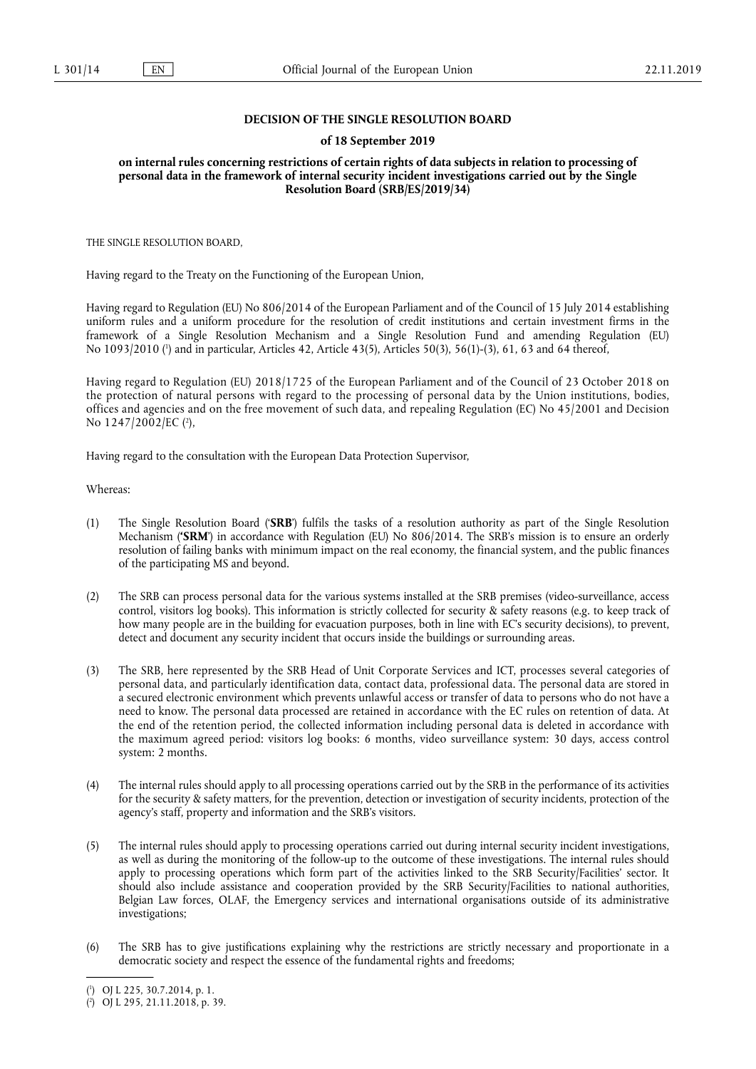**DECISION OF THE SINGLE RESOLUTION BOARD**

**of 18 September 2019**

**on internal rules concerning restrictions of certain rights of data subjects in relation to processing of personal data in the framework of internal security incident investigations carried out by the Single Resolution Board (SRB/ES/2019/34)**

THE SINGLE RESOLUTION BOARD,

Having regard to the Treaty on the Functioning of the European Union,

Having regard to Regulation (EU) No 806/2014 of the European Parliament and of the Council of 15 July 2014 establishing uniform rules and a uniform procedure for the resolution of credit institutions and certain investment firms in the framework of a Single Resolution Mechanism and a Single Resolution Fund and amending Regulation (EU) No 1093/2010 [1] and in particular, Articles 42, Article 43(5), Articles 50(3), 56(1)-(3), 61, 63 and 64 thereof,

Having regard to Regulation (EU) 2018/1725 of the European Parliament and of the Council of 23 October 2018 on the protection of natural persons with regard to the processing of personal data by the Union institutions, bodies, offices and agencies and on the free movement of such data, and repealing Regulation (EC) No 45/2001 and Decision No 1247/2002/EC [2],

Having regard to the consultation with the European Data Protection Supervisor,

Whereas:

(1) The Single Resolution Board ('**SRB**') fulfils the tasks of a resolution authority as part of the Single Resolution Mechanism (**'SRM'**) in accordance with Regulation (EU) No 806/2014. The SRB's mission is to ensure an orderly resolution of failing banks with minimum impact on the real economy, the financial system, and the public finances of the participating MS and beyond.

(2) The SRB can process personal data for the various systems installed at the SRB premises (video-surveillance, access control, visitors log books). This information is strictly collected for security & safety reasons (e.g. to keep track of how many people are in the building for evacuation purposes, both in line with EC's security decisions), to prevent, detect and document any security incident that occurs inside the buildings or surrounding areas.

(3) The SRB, here represented by the SRB Head of Unit Corporate Services and ICT, processes several categories of personal data, and particularly identification data, contact data, professional data. The personal data are stored in a secured electronic environment which prevents unlawful access or transfer of data to persons who do not have a need to know. The personal data processed are retained in accordance with the EC rules on retention of data. At the end of the retention period, the collected information including personal data is deleted in accordance with the maximum agreed period: visitors log books: 6 months, video surveillance system: 30 days, access control system: 2 months.

(4) The internal rules should apply to all processing operations carried out by the SRB in the performance of its activities for the security & safety matters, for the prevention, detection or investigation of security incidents, protection of the agency's staff, property and information and the SRB's visitors.

(5) The internal rules should apply to processing operations carried out during internal security incident investigations, as well as during the monitoring of the follow-up to the outcome of these investigations. The internal rules should apply to processing operations which form part of the activities linked to the SRB Security/Facilities' sector. It should also include assistance and cooperation provided by the SRB Security/Facilities to national authorities, Belgian Law forces, OLAF, the Emergency services and international organisations outside of its administrative investigations;

(6) The SRB has to give justifications explaining why the restrictions are strictly necessary and proportionate in a democratic society and respect the essence of the fundamental rights and freedoms;

[1] OJ L 225, 30.7.2014, p. 1.

[2] OJ L 295, 21.11.2018, p. 39.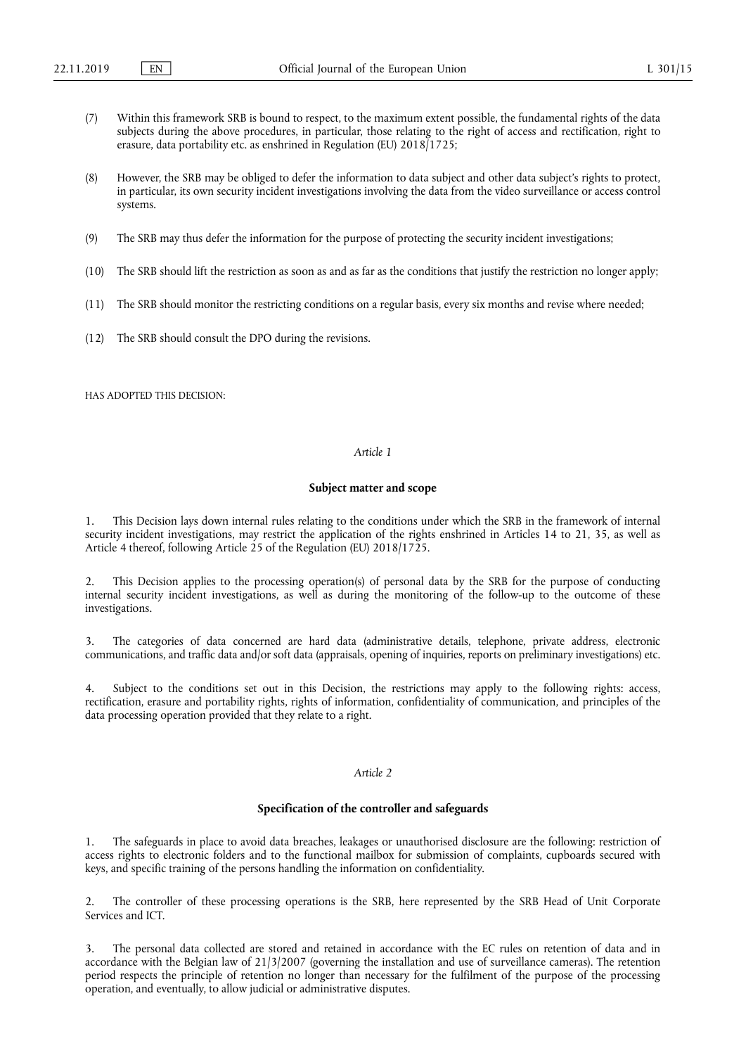(7) Within this framework SRB is bound to respect, to the maximum extent possible, the fundamental rights of the data subjects during the above procedures, in particular, those relating to the right of access and rectification, right to erasure, data portability etc. as enshrined in Regulation (EU) 2018/1725;

(8) However, the SRB may be obliged to defer the information to data subject and other data subject's rights to protect, in particular, its own security incident investigations involving the data from the video surveillance or access control systems.

(9) The SRB may thus defer the information for the purpose of protecting the security incident investigations;

(10) The SRB should lift the restriction as soon as and as far as the conditions that justify the restriction no longer apply;

(11) The SRB should monitor the restricting conditions on a regular basis, every six months and revise where needed;

(12) The SRB should consult the DPO during the revisions.

HAS ADOPTED THIS DECISION:

*Article 1*

**Subject matter and scope**

1. This Decision lays down internal rules relating to the conditions under which the SRB in the framework of internal security incident investigations, may restrict the application of the rights enshrined in Articles 14 to 21, 35, as well as Article 4 thereof, following Article 25 of the Regulation (EU) 2018/1725.

2. This Decision applies to the processing operation(s) of personal data by the SRB for the purpose of conducting internal security incident investigations, as well as during the monitoring of the follow-up to the outcome of these investigations.

3. The categories of data concerned are hard data (administrative details, telephone, private address, electronic communications, and traffic data and/or soft data (appraisals, opening of inquiries, reports on preliminary investigations) etc.

4. Subject to the conditions set out in this Decision, the restrictions may apply to the following rights: access, rectification, erasure and portability rights, rights of information, confidentiality of communication, and principles of the data processing operation provided that they relate to a right.

*Article 2*

**Specification of the controller and safeguards**

1. The safeguards in place to avoid data breaches, leakages or unauthorised disclosure are the following: restriction of access rights to electronic folders and to the functional mailbox for submission of complaints, cupboards secured with keys, and specific training of the persons handling the information on confidentiality.

2. The controller of these processing operations is the SRB, here represented by the SRB Head of Unit Corporate Services and ICT.

3. The personal data collected are stored and retained in accordance with the EC rules on retention of data and in accordance with the Belgian law of 21/3/2007 (governing the installation and use of surveillance cameras). The retention period respects the principle of retention no longer than necessary for the fulfilment of the purpose of the processing operation, and eventually, to allow judicial or administrative disputes.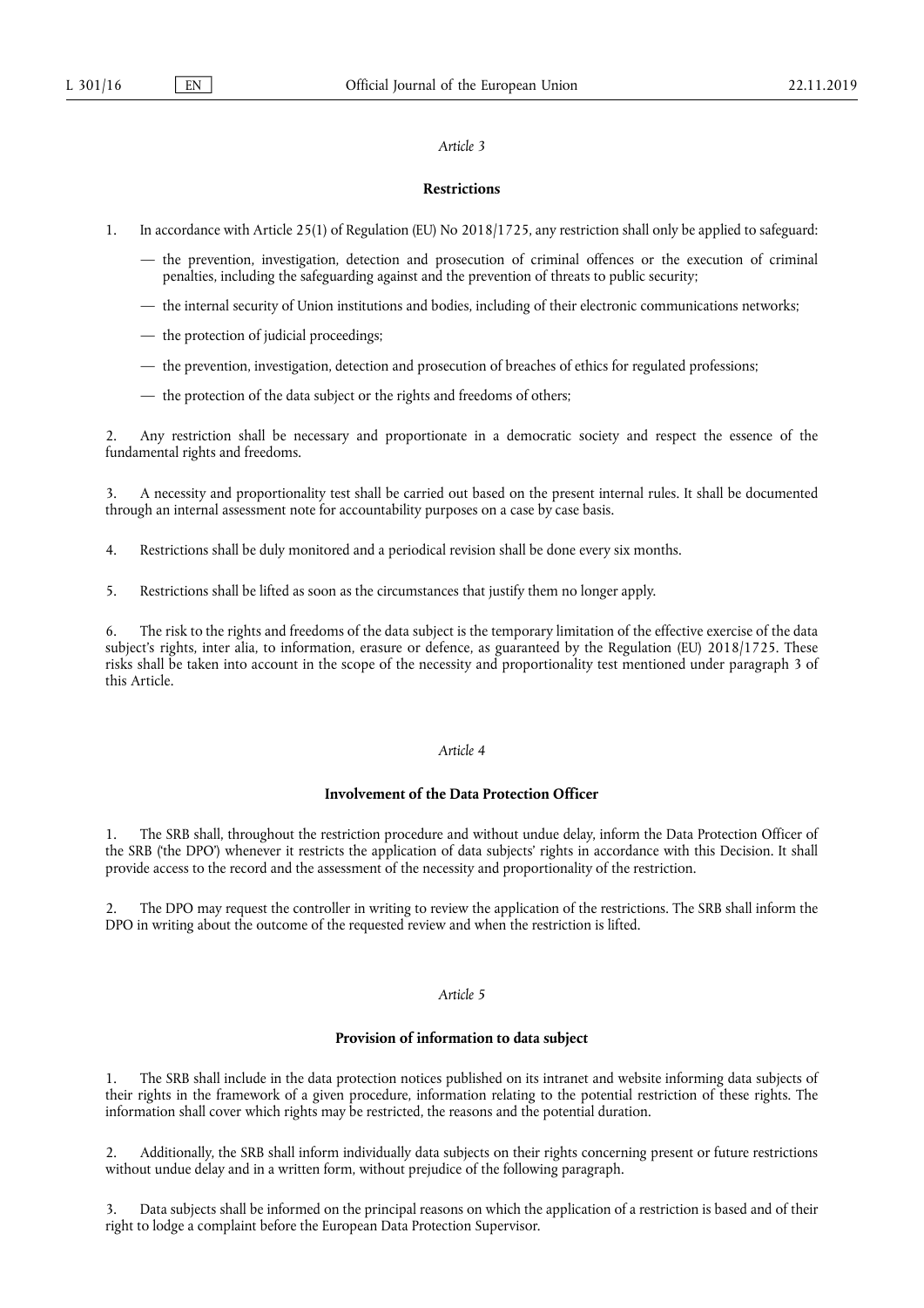*Article 3*

**Restrictions**

1. In accordance with Article 25(1) of Regulation (EU) No 2018/1725, any restriction shall only be applied to safeguard:

— the prevention, investigation, detection and prosecution of criminal offences or the execution of criminal penalties, including the safeguarding against and the prevention of threats to public security;

— the internal security of Union institutions and bodies, including of their electronic communications networks;

— the protection of judicial proceedings;

— the prevention, investigation, detection and prosecution of breaches of ethics for regulated professions;

— the protection of the data subject or the rights and freedoms of others;

2. Any restriction shall be necessary and proportionate in a democratic society and respect the essence of the fundamental rights and freedoms.

3. A necessity and proportionality test shall be carried out based on the present internal rules. It shall be documented through an internal assessment note for accountability purposes on a case by case basis.

4. Restrictions shall be duly monitored and a periodical revision shall be done every six months.

5. Restrictions shall be lifted as soon as the circumstances that justify them no longer apply.

6. The risk to the rights and freedoms of the data subject is the temporary limitation of the effective exercise of the data subject's rights, inter alia, to information, erasure or defence, as guaranteed by the Regulation (EU) 2018/1725. These risks shall be taken into account in the scope of the necessity and proportionality test mentioned under paragraph 3 of this Article.

*Article 4*

**Involvement of the Data Protection Officer**

1. The SRB shall, throughout the restriction procedure and without undue delay, inform the Data Protection Officer of the SRB ('the DPO') whenever it restricts the application of data subjects' rights in accordance with this Decision. It shall provide access to the record and the assessment of the necessity and proportionality of the restriction.

2. The DPO may request the controller in writing to review the application of the restrictions. The SRB shall inform the DPO in writing about the outcome of the requested review and when the restriction is lifted.

*Article 5*

**Provision of information to data subject**

1. The SRB shall include in the data protection notices published on its intranet and website informing data subjects of their rights in the framework of a given procedure, information relating to the potential restriction of these rights. The information shall cover which rights may be restricted, the reasons and the potential duration.

2. Additionally, the SRB shall inform individually data subjects on their rights concerning present or future restrictions without undue delay and in a written form, without prejudice of the following paragraph.

3. Data subjects shall be informed on the principal reasons on which the application of a restriction is based and of their right to lodge a complaint before the European Data Protection Supervisor.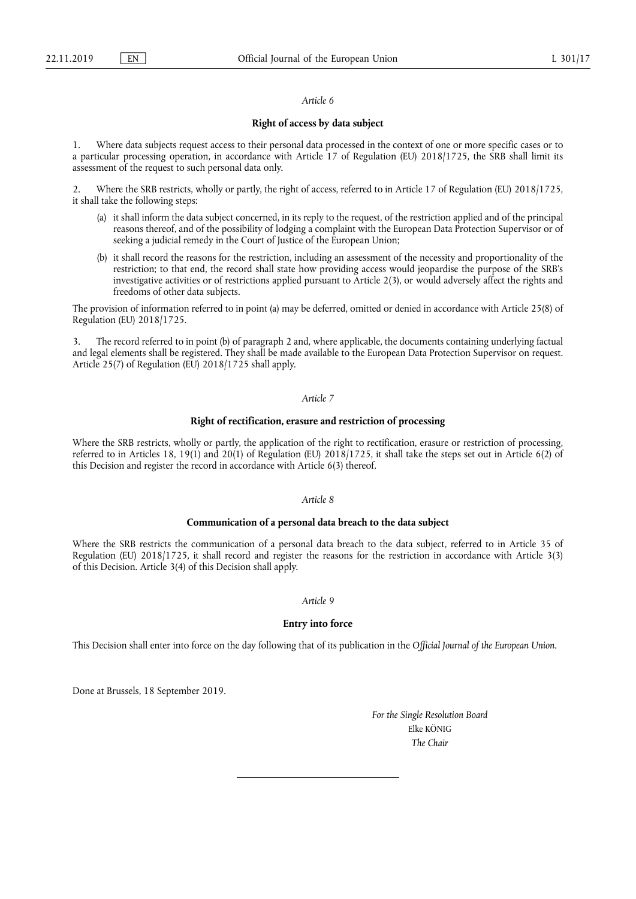*Article 6*

**Right of access by data subject**

1. Where data subjects request access to their personal data processed in the context of one or more specific cases or to a particular processing operation, in accordance with Article 17 of Regulation (EU) 2018/1725, the SRB shall limit its assessment of the request to such personal data only.

2. Where the SRB restricts, wholly or partly, the right of access, referred to in Article 17 of Regulation (EU) 2018/1725, it shall take the following steps:

(a) it shall inform the data subject concerned, in its reply to the request, of the restriction applied and of the principal reasons thereof, and of the possibility of lodging a complaint with the European Data Protection Supervisor or of seeking a judicial remedy in the Court of Justice of the European Union;

(b) it shall record the reasons for the restriction, including an assessment of the necessity and proportionality of the restriction; to that end, the record shall state how providing access would jeopardise the purpose of the SRB's investigative activities or of restrictions applied pursuant to Article 2(3), or would adversely affect the rights and freedoms of other data subjects.

The provision of information referred to in point (a) may be deferred, omitted or denied in accordance with Article 25(8) of Regulation (EU) 2018/1725.

3. The record referred to in point (b) of paragraph 2 and, where applicable, the documents containing underlying factual and legal elements shall be registered. They shall be made available to the European Data Protection Supervisor on request. Article 25(7) of Regulation (EU) 2018/1725 shall apply.

*Article 7*

**Right of rectification, erasure and restriction of processing**

Where the SRB restricts, wholly or partly, the application of the right to rectification, erasure or restriction of processing, referred to in Articles 18, 19(1) and 20(1) of Regulation (EU) 2018/1725, it shall take the steps set out in Article 6(2) of this Decision and register the record in accordance with Article 6(3) thereof.

*Article 8*

**Communication of a personal data breach to the data subject**

Where the SRB restricts the communication of a personal data breach to the data subject, referred to in Article 35 of Regulation (EU) 2018/1725, it shall record and register the reasons for the restriction in accordance with Article 3(3) of this Decision. Article 3(4) of this Decision shall apply.

*Article 9*

**Entry into force**

This Decision shall enter into force on the day following that of its publication in the *Official Journal of the European Union*.

Done at Brussels, 18 September 2019.

*For the Single Resolution Board*

Elke KÖNIG

*The Chair*